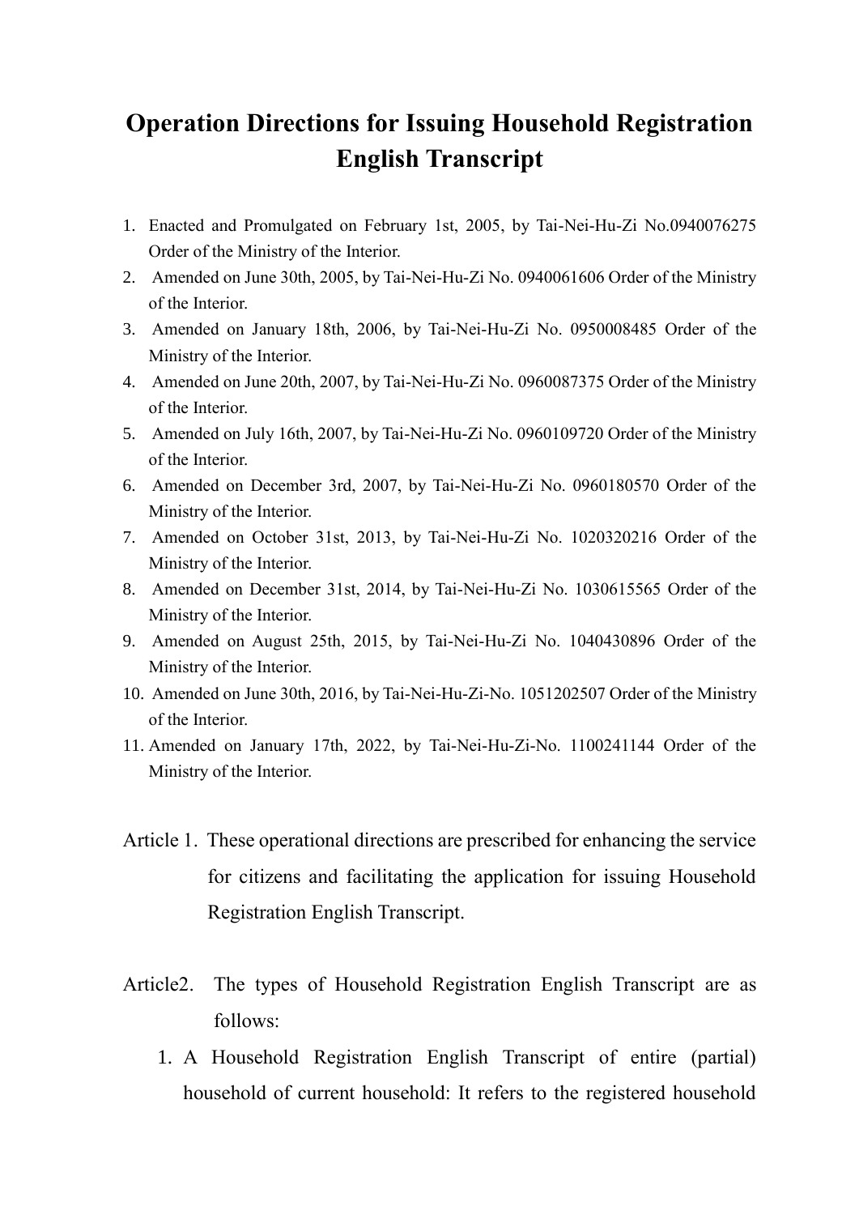# Operation Directions for Issuing Household Registration English Transcript

1. Enacted and Promulgated on February 1st, 2005, by Tai-Nei-Hu-Zi No.0940076275 Order of the Ministry of the Interior.
2. Amended on June 30th, 2005, by Tai-Nei-Hu-Zi No. 0940061606 Order of the Ministry of the Interior.
3. Amended on January 18th, 2006, by Tai-Nei-Hu-Zi No. 0950008485 Order of the Ministry of the Interior.
4. Amended on June 20th, 2007, by Tai-Nei-Hu-Zi No. 0960087375 Order of the Ministry of the Interior.
5. Amended on July 16th, 2007, by Tai-Nei-Hu-Zi No. 0960109720 Order of the Ministry of the Interior.
6. Amended on December 3rd, 2007, by Tai-Nei-Hu-Zi No. 0960180570 Order of the Ministry of the Interior.
7. Amended on October 31st, 2013, by Tai-Nei-Hu-Zi No. 1020320216 Order of the Ministry of the Interior.
8. Amended on December 31st, 2014, by Tai-Nei-Hu-Zi No. 1030615565 Order of the Ministry of the Interior.
9. Amended on August 25th, 2015, by Tai-Nei-Hu-Zi No. 1040430896 Order of the Ministry of the Interior.
10. Amended on June 30th, 2016, by Tai-Nei-Hu-Zi-No. 1051202507 Order of the Ministry of the Interior.
11. Amended on January 17th, 2022, by Tai-Nei-Hu-Zi-No. 1100241144 Order of the Ministry of the Interior.

Article 1. These operational directions are prescribed for enhancing the service for citizens and facilitating the application for issuing Household Registration English Transcript.

Article2. The types of Household Registration English Transcript are as follows:

1. A Household Registration English Transcript of entire (partial) household of current household: It refers to the registered household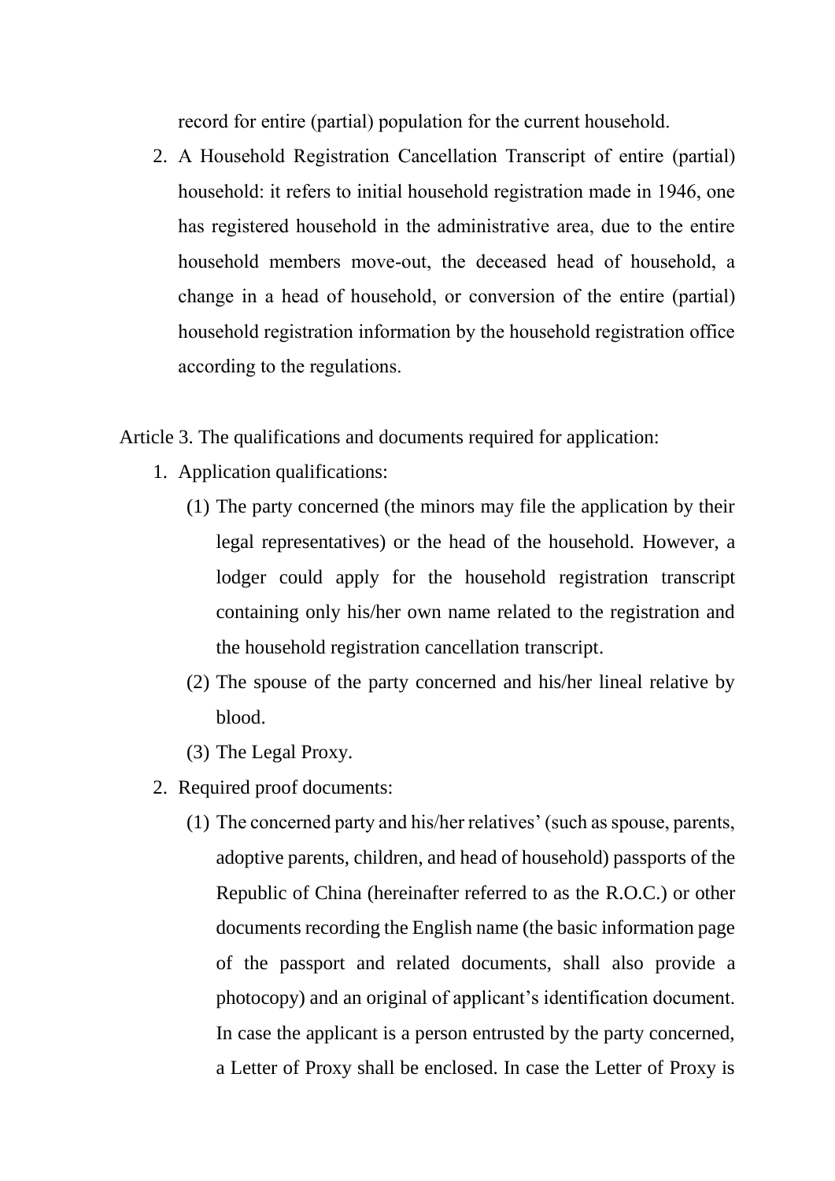record for entire (partial) population for the current household.

2. A Household Registration Cancellation Transcript of entire (partial) household: it refers to initial household registration made in 1946, one has registered household in the administrative area, due to the entire household members move-out, the deceased head of household, a change in a head of household, or conversion of the entire (partial) household registration information by the household registration office according to the regulations.

Article 3. The qualifications and documents required for application:

1. Application qualifications:
   (1) The party concerned (the minors may file the application by their legal representatives) or the head of the household. However, a lodger could apply for the household registration transcript containing only his/her own name related to the registration and the household registration cancellation transcript.
   (2) The spouse of the party concerned and his/her lineal relative by blood.
   (3) The Legal Proxy.
2. Required proof documents:
   (1) The concerned party and his/her relatives' (such as spouse, parents, adoptive parents, children, and head of household) passports of the Republic of China (hereinafter referred to as the R.O.C.) or other documents recording the English name (the basic information page of the passport and related documents, shall also provide a photocopy) and an original of applicant's identification document. In case the applicant is a person entrusted by the party concerned, a Letter of Proxy shall be enclosed. In case the Letter of Proxy is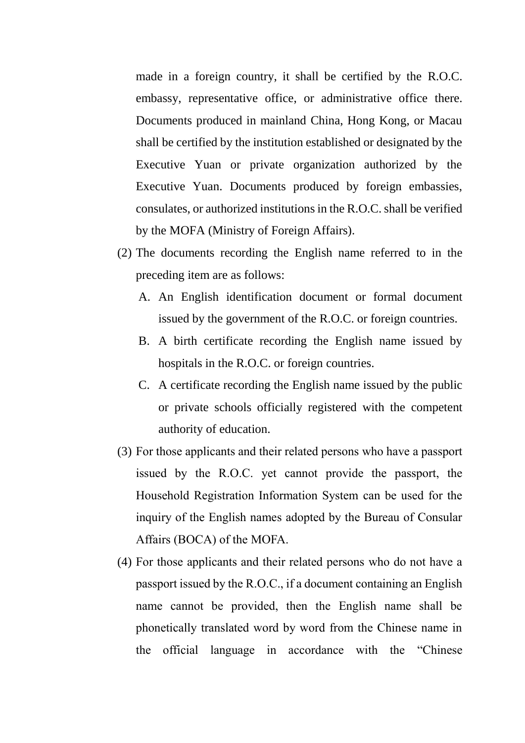made in a foreign country, it shall be certified by the R.O.C. embassy, representative office, or administrative office there. Documents produced in mainland China, Hong Kong, or Macau shall be certified by the institution established or designated by the Executive Yuan or private organization authorized by the Executive Yuan. Documents produced by foreign embassies, consulates, or authorized institutions in the R.O.C. shall be verified by the MOFA (Ministry of Foreign Affairs).

(2) The documents recording the English name referred to in the preceding item are as follows:

   A. An English identification document or formal document issued by the government of the R.O.C. or foreign countries.

   B. A birth certificate recording the English name issued by hospitals in the R.O.C. or foreign countries.

   C. A certificate recording the English name issued by the public or private schools officially registered with the competent authority of education.

(3) For those applicants and their related persons who have a passport issued by the R.O.C. yet cannot provide the passport, the Household Registration Information System can be used for the inquiry of the English names adopted by the Bureau of Consular Affairs (BOCA) of the MOFA.

(4) For those applicants and their related persons who do not have a passport issued by the R.O.C., if a document containing an English name cannot be provided, then the English name shall be phonetically translated word by word from the Chinese name in the official language in accordance with the "Chinese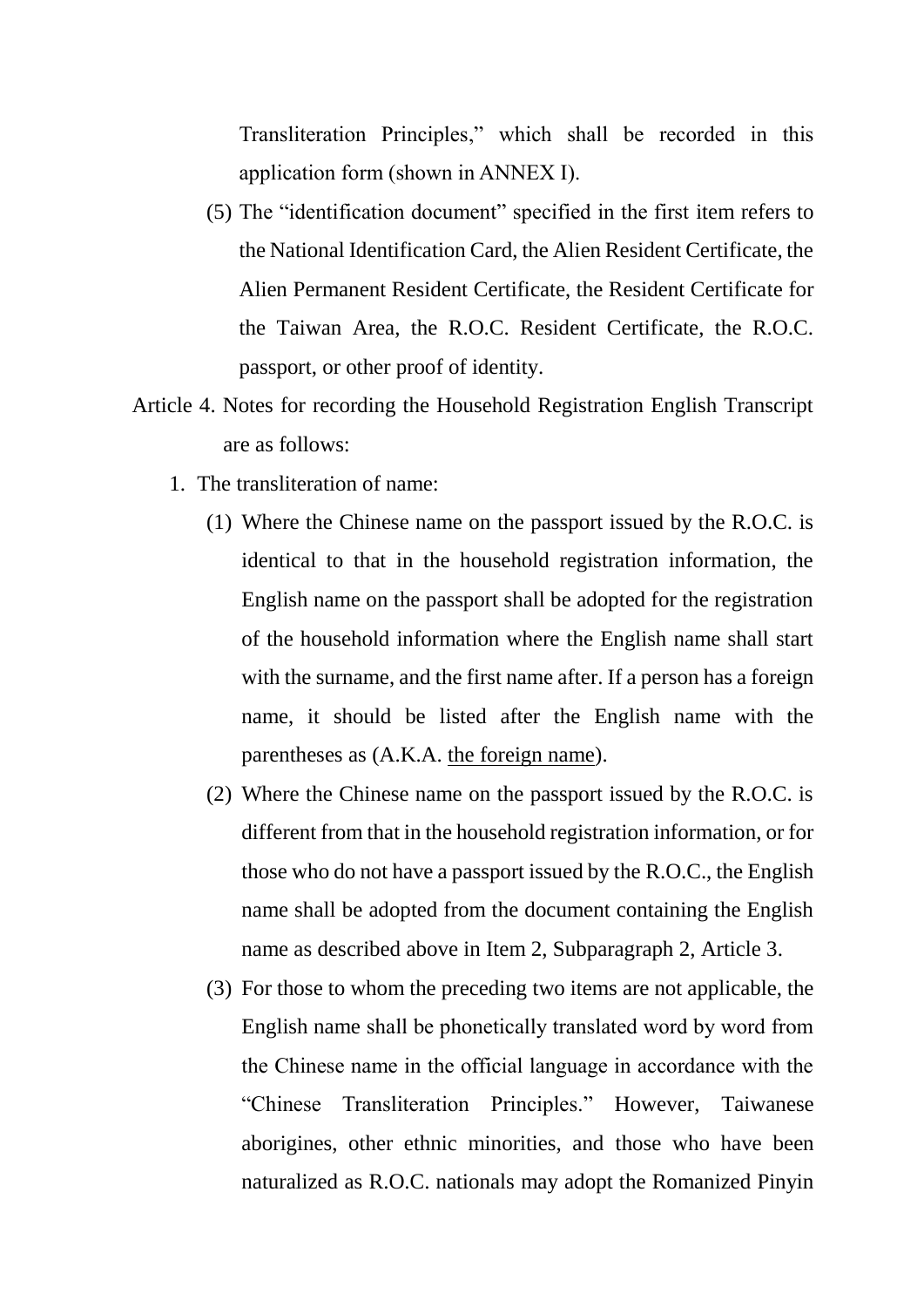Transliteration Principles," which shall be recorded in this application form (shown in ANNEX I).

(5) The "identification document" specified in the first item refers to the National Identification Card, the Alien Resident Certificate, the Alien Permanent Resident Certificate, the Resident Certificate for the Taiwan Area, the R.O.C. Resident Certificate, the R.O.C. passport, or other proof of identity.

Article 4. Notes for recording the Household Registration English Transcript are as follows:

1. The transliteration of name:

   (1) Where the Chinese name on the passport issued by the R.O.C. is identical to that in the household registration information, the English name on the passport shall be adopted for the registration of the household information where the English name shall start with the surname, and the first name after. If a person has a foreign name, it should be listed after the English name with the parentheses as (A.K.A. <u>the foreign name</u>).

   (2) Where the Chinese name on the passport issued by the R.O.C. is different from that in the household registration information, or for those who do not have a passport issued by the R.O.C., the English name shall be adopted from the document containing the English name as described above in Item 2, Subparagraph 2, Article 3.

   (3) For those to whom the preceding two items are not applicable, the English name shall be phonetically translated word by word from the Chinese name in the official language in accordance with the "Chinese Transliteration Principles." However, Taiwanese aborigines, other ethnic minorities, and those who have been naturalized as R.O.C. nationals may adopt the Romanized Pinyin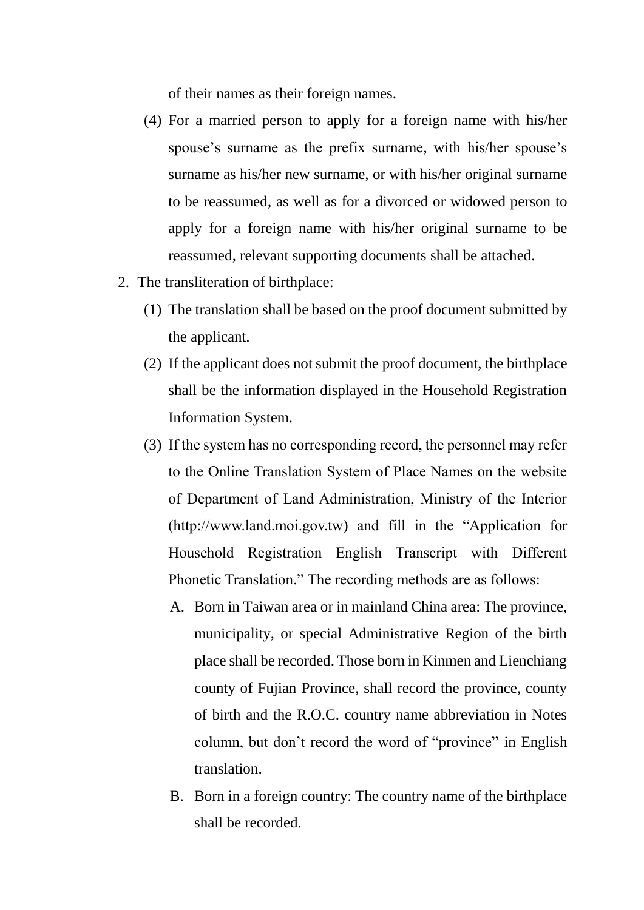of their names as their foreign names.

(4) For a married person to apply for a foreign name with his/her spouse's surname as the prefix surname, with his/her spouse's surname as his/her new surname, or with his/her original surname to be reassumed, as well as for a divorced or widowed person to apply for a foreign name with his/her original surname to be reassumed, relevant supporting documents shall be attached.

2. The transliteration of birthplace:

(1) The translation shall be based on the proof document submitted by the applicant.

(2) If the applicant does not submit the proof document, the birthplace shall be the information displayed in the Household Registration Information System.

(3) If the system has no corresponding record, the personnel may refer to the Online Translation System of Place Names on the website of Department of Land Administration, Ministry of the Interior (http://www.land.moi.gov.tw) and fill in the "Application for Household Registration English Transcript with Different Phonetic Translation." The recording methods are as follows:

A. Born in Taiwan area or in mainland China area: The province, municipality, or special Administrative Region of the birth place shall be recorded. Those born in Kinmen and Lienchiang county of Fujian Province, shall record the province, county of birth and the R.O.C. country name abbreviation in Notes column, but don't record the word of "province" in English translation.

B. Born in a foreign country: The country name of the birthplace shall be recorded.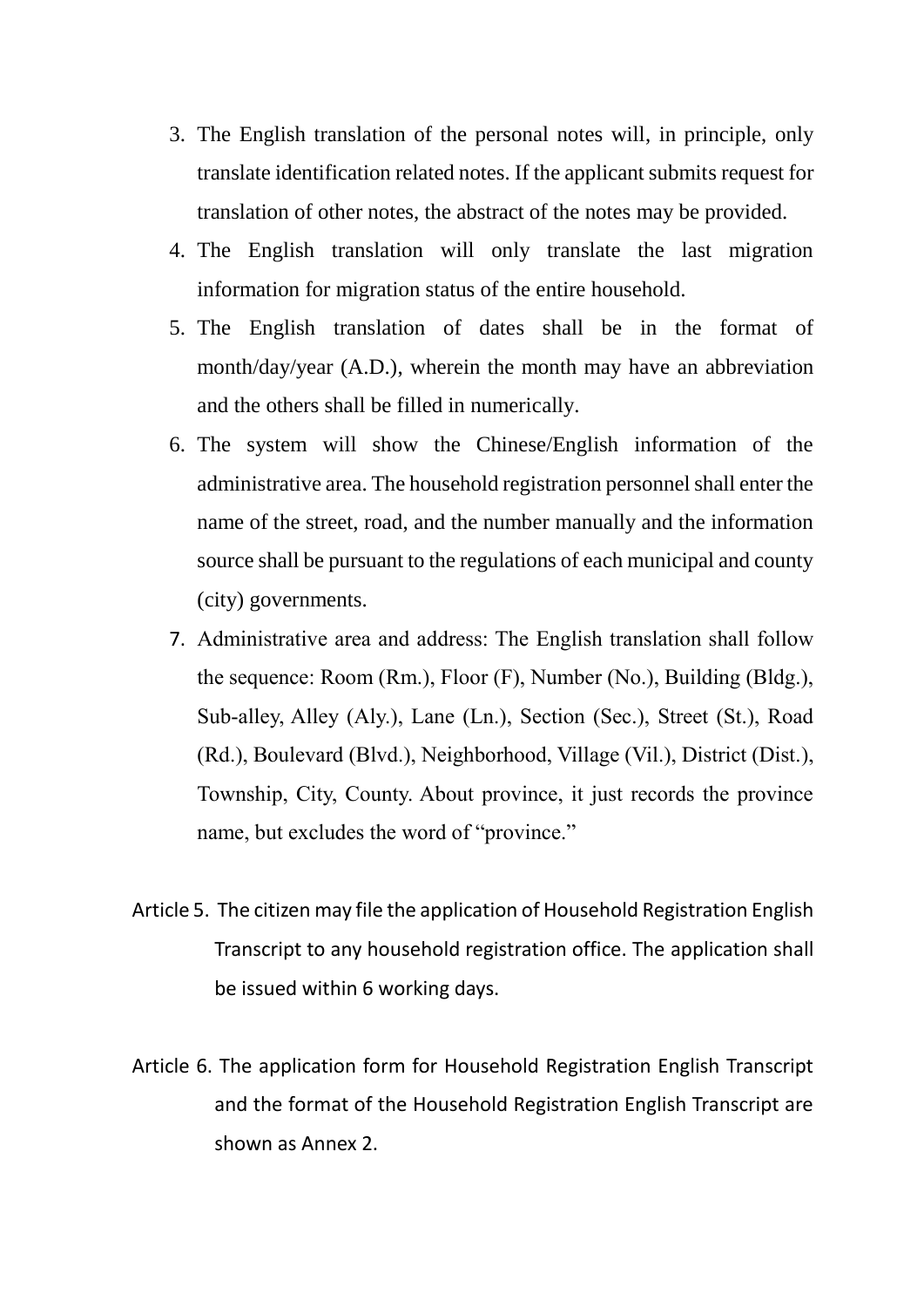3. The English translation of the personal notes will, in principle, only translate identification related notes. If the applicant submits request for translation of other notes, the abstract of the notes may be provided.
4. The English translation will only translate the last migration information for migration status of the entire household.
5. The English translation of dates shall be in the format of month/day/year (A.D.), wherein the month may have an abbreviation and the others shall be filled in numerically.
6. The system will show the Chinese/English information of the administrative area. The household registration personnel shall enter the name of the street, road, and the number manually and the information source shall be pursuant to the regulations of each municipal and county (city) governments.
7. Administrative area and address: The English translation shall follow the sequence: Room (Rm.), Floor (F), Number (No.), Building (Bldg.), Sub-alley, Alley (Aly.), Lane (Ln.), Section (Sec.), Street (St.), Road (Rd.), Boulevard (Blvd.), Neighborhood, Village (Vil.), District (Dist.), Township, City, County. About province, it just records the province name, but excludes the word of "province."

Article 5. The citizen may file the application of Household Registration English Transcript to any household registration office. The application shall be issued within 6 working days.

Article 6. The application form for Household Registration English Transcript and the format of the Household Registration English Transcript are shown as Annex 2.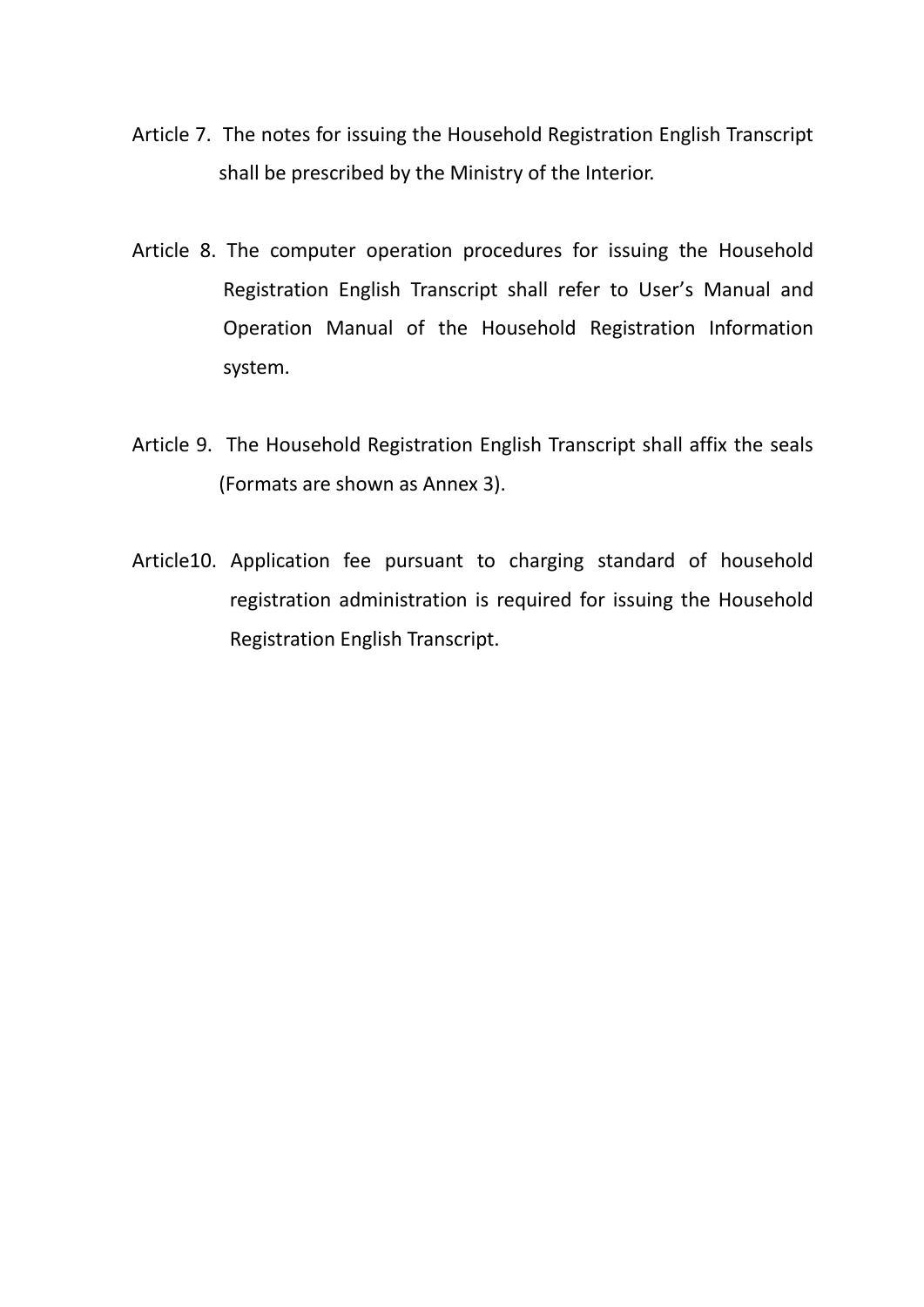Article 7. The notes for issuing the Household Registration English Transcript shall be prescribed by the Ministry of the Interior.

Article 8. The computer operation procedures for issuing the Household Registration English Transcript shall refer to User's Manual and Operation Manual of the Household Registration Information system.

Article 9. The Household Registration English Transcript shall affix the seals (Formats are shown as Annex 3).

Article10. Application fee pursuant to charging standard of household registration administration is required for issuing the Household Registration English Transcript.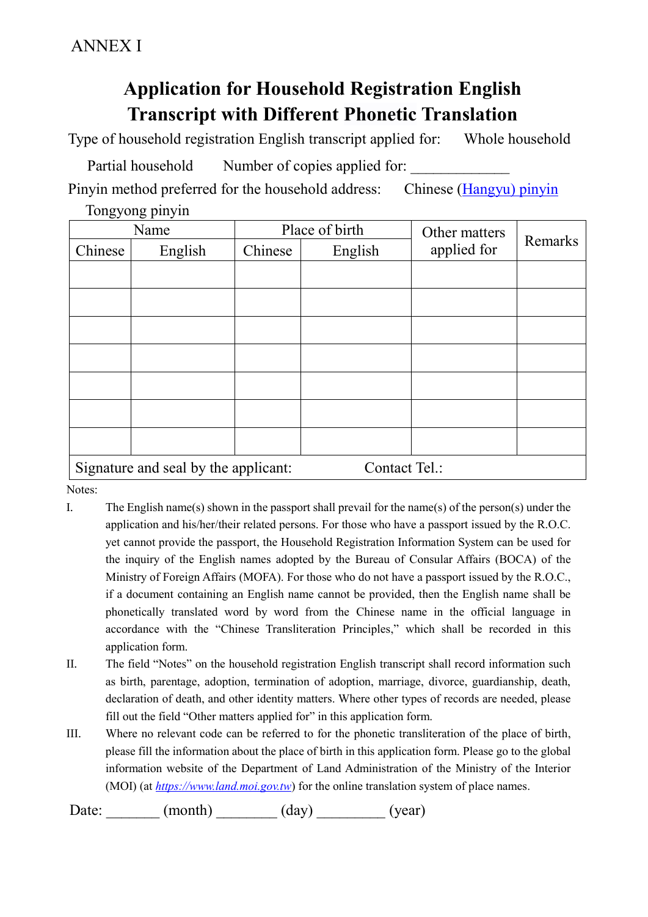ANNEX I

# Application for Household Registration English Transcript with Different Phonetic Translation

Type of household registration English transcript applied for: Whole household Partial household Number of copies applied for: _____________

Pinyin method preferred for the household address: Chinese (Hangyu) pinyin Tongyong pinyin

| Name | | Place of birth | | Other matters applied for | Remarks |
|---|---|---|---|---|---|
| Chinese | English | Chinese | English | | |
| | | | | | |
| | | | | | |
| | | | | | |
| | | | | | |
| | | | | | |
| | | | | | |
| | | | | | |
| Signature and seal by the applicant: | | | Contact Tel.: | | |

Notes:

I. The English name(s) shown in the passport shall prevail for the name(s) of the person(s) under the application and his/her/their related persons. For those who have a passport issued by the R.O.C. yet cannot provide the passport, the Household Registration Information System can be used for the inquiry of the English names adopted by the Bureau of Consular Affairs (BOCA) of the Ministry of Foreign Affairs (MOFA). For those who do not have a passport issued by the R.O.C., if a document containing an English name cannot be provided, then the English name shall be phonetically translated word by word from the Chinese name in the official language in accordance with the "Chinese Transliteration Principles," which shall be recorded in this application form.

II. The field "Notes" on the household registration English transcript shall record information such as birth, parentage, adoption, termination of adoption, marriage, divorce, guardianship, death, declaration of death, and other identity matters. Where other types of records are needed, please fill out the field "Other matters applied for" in this application form.

III. Where no relevant code can be referred to for the phonetic transliteration of the place of birth, please fill the information about the place of birth in this application form. Please go to the global information website of the Department of Land Administration of the Ministry of the Interior (MOI) (at *https://www.land.moi.gov.tw*) for the online translation system of place names.

Date: _______ (month) ________ (day) _________ (year)